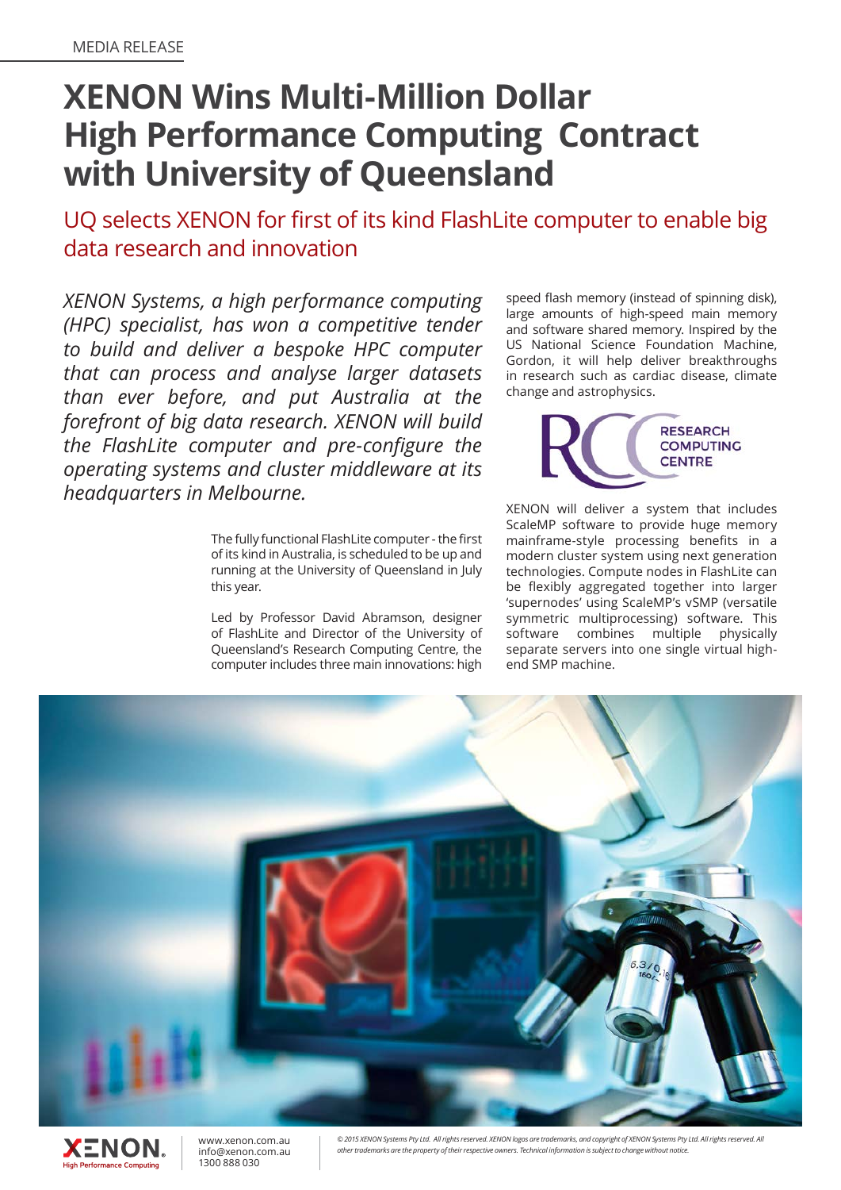MEDIA RELEASE

# XENON Wins Multi-Million Dollar High Performance Computing Contract with University of Queensland

## UQ selects XENON for first of its kind FlashLite computer to enable big data research and innovation

*XENON Systems, a high performance computing (HPC) specialist, has won a competitive tender to build and deliver a bespoke HPC computer that can process and analyse larger datasets than ever before, and put Australia at the forefront of big data research. XENON will build the FlashLite computer and pre-configure the operating systems and cluster middleware at its headquarters in Melbourne.*

The fully functional FlashLite computer - the first of its kind in Australia, is scheduled to be up and running at the University of Queensland in July this year.

Led by Professor David Abramson, designer of FlashLite and Director of the University of Queensland's Research Computing Centre, the computer includes three main innovations: high speed flash memory (instead of spinning disk), large amounts of high-speed main memory and software shared memory. Inspired by the US National Science Foundation Machine, Gordon, it will help deliver breakthroughs in research such as cardiac disease, climate change and astrophysics.

RESEARCH COMPUTING CENTRE

XENON will deliver a system that includes ScaleMP software to provide huge memory mainframe-style processing benefits in a modern cluster system using next generation technologies. Compute nodes in FlashLite can be flexibly aggregated together into larger 'supernodes' using ScaleMP's vSMP (versatile symmetric multiprocessing) software. This software combines multiple physically separate servers into one single virtual high-end SMP machine.

XENON High Performance Computing

www.xenon.com.au
info@xenon.com.au
1300 888 030

*© 2015 XENON Systems Pty Ltd. All rights reserved. XENON logos are trademarks, and copyright of XENON Systems Pty Ltd. All rights reserved. All other trademarks are the property of their respective owners. Technical information is subject to change without notice.*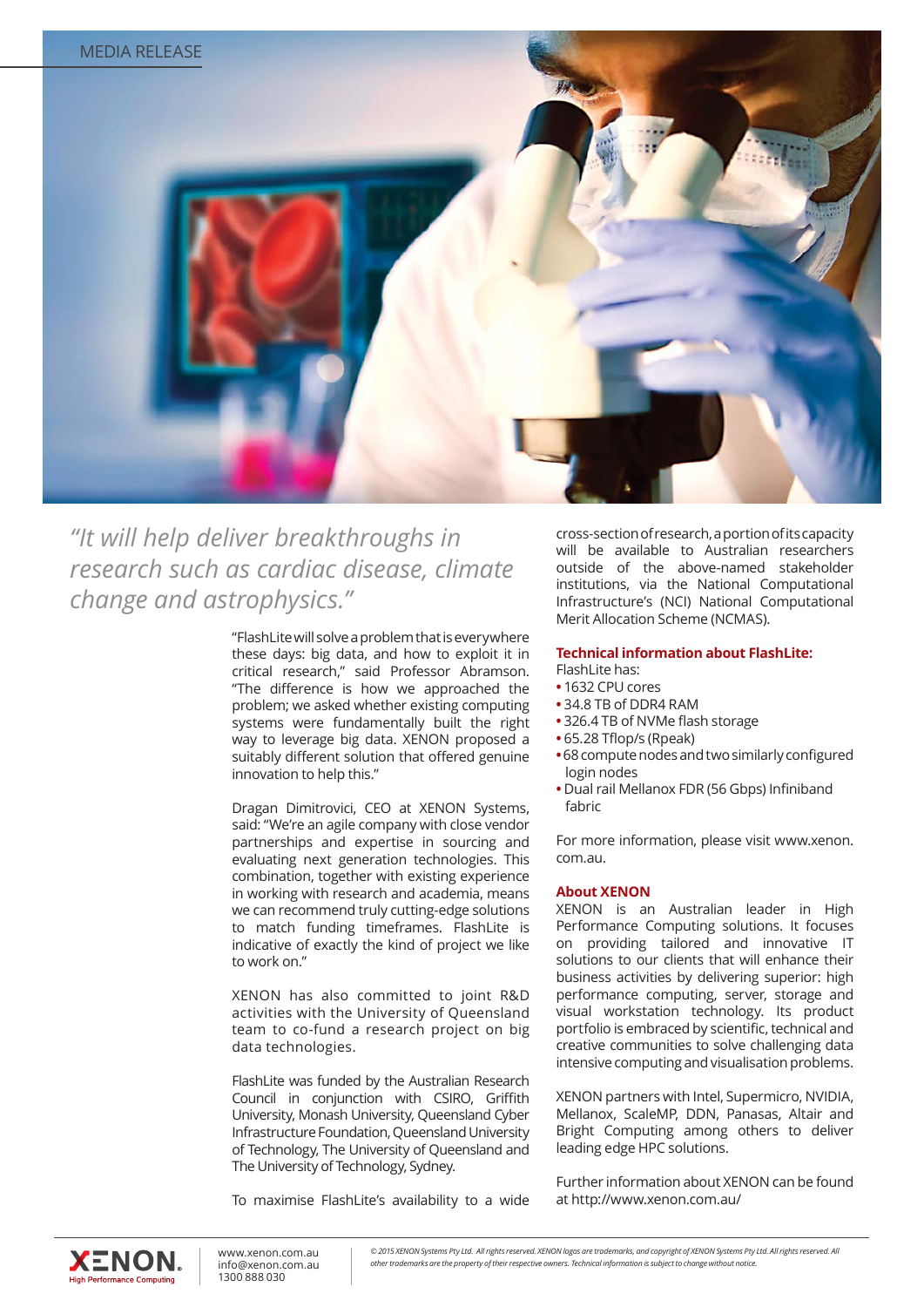MEDIA RELEASE

*"It will help deliver breakthroughs in research such as cardiac disease, climate change and astrophysics."*

"FlashLite will solve a problem that is everywhere these days: big data, and how to exploit it in critical research," said Professor Abramson. "The difference is how we approached the problem; we asked whether existing computing systems were fundamentally built the right way to leverage big data. XENON proposed a suitably different solution that offered genuine innovation to help this."

Dragan Dimitrovici, CEO at XENON Systems, said: "We're an agile company with close vendor partnerships and expertise in sourcing and evaluating next generation technologies. This combination, together with existing experience in working with research and academia, means we can recommend truly cutting-edge solutions to match funding timeframes. FlashLite is indicative of exactly the kind of project we like to work on."

XENON has also committed to joint R&D activities with the University of Queensland team to co-fund a research project on big data technologies.

FlashLite was funded by the Australian Research Council in conjunction with CSIRO, Griffith University, Monash University, Queensland Cyber Infrastructure Foundation, Queensland University of Technology, The University of Queensland and The University of Technology, Sydney.

To maximise FlashLite's availability to a wide cross-section of research, a portion of its capacity will be available to Australian researchers outside of the above-named stakeholder institutions, via the National Computational Infrastructure's (NCI) National Computational Merit Allocation Scheme (NCMAS).

## Technical information about FlashLite:

FlashLite has:

- 1632 CPU cores
- 34.8 TB of DDR4 RAM
- 326.4 TB of NVMe flash storage
- 65.28 Tflop/s (Rpeak)
- 68 compute nodes and two similarly configured login nodes
- Dual rail Mellanox FDR (56 Gbps) Infiniband fabric

For more information, please visit www.xenon.com.au.

## About XENON

XENON is an Australian leader in High Performance Computing solutions. It focuses on providing tailored and innovative IT solutions to our clients that will enhance their business activities by delivering superior: high performance computing, server, storage and visual workstation technology. Its product portfolio is embraced by scientific, technical and creative communities to solve challenging data intensive computing and visualisation problems.

XENON partners with Intel, Supermicro, NVIDIA, Mellanox, ScaleMP, DDN, Panasas, Altair and Bright Computing among others to deliver leading edge HPC solutions.

Further information about XENON can be found at http://www.xenon.com.au/

XENON High Performance Computing

www.xenon.com.au
info@xenon.com.au
1300 888 030

*© 2015 XENON Systems Pty Ltd. All rights reserved. XENON logos are trademarks, and copyright of XENON Systems Pty Ltd. All rights reserved. All other trademarks are the property of their respective owners. Technical information is subject to change without notice.*